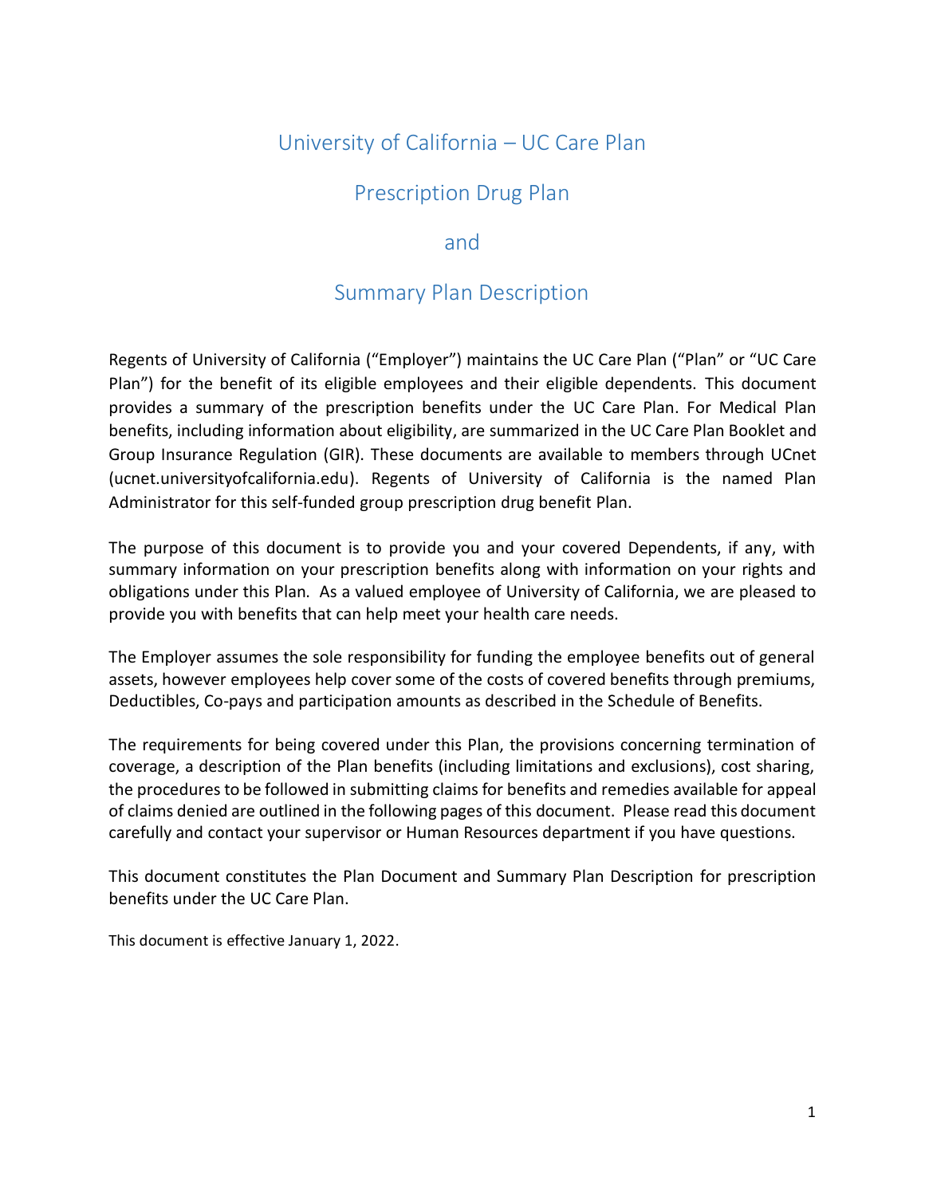# University of California – UC Care Plan

# Prescription Drug Plan

# and

# Summary Plan Description

Regents of University of California ("Employer") maintains the UC Care Plan ("Plan" or "UC Care Plan") for the benefit of its eligible employees and their eligible dependents. This document provides a summary of the prescription benefits under the UC Care Plan. For Medical Plan benefits, including information about eligibility, are summarized in the UC Care Plan Booklet and Group Insurance Regulation (GIR). These documents are available to members through UCnet (ucnet.universityofcalifornia.edu). Regents of University of California is the named Plan Administrator for this self-funded group prescription drug benefit Plan.

The purpose of this document is to provide you and your covered Dependents, if any, with summary information on your prescription benefits along with information on your rights and obligations under this Plan. As a valued employee of University of California, we are pleased to provide you with benefits that can help meet your health care needs.

The Employer assumes the sole responsibility for funding the employee benefits out of general assets, however employees help cover some of the costs of covered benefits through premiums, Deductibles, Co-pays and participation amounts as described in the Schedule of Benefits.

The requirements for being covered under this Plan, the provisions concerning termination of coverage, a description of the Plan benefits (including limitations and exclusions), cost sharing, the procedures to be followed in submitting claims for benefits and remedies available for appeal of claims denied are outlined in the following pages of this document. Please read this document carefully and contact your supervisor or Human Resources department if you have questions.

This document constitutes the Plan Document and Summary Plan Description for prescription benefits under the UC Care Plan.

This document is effective January 1, 2022.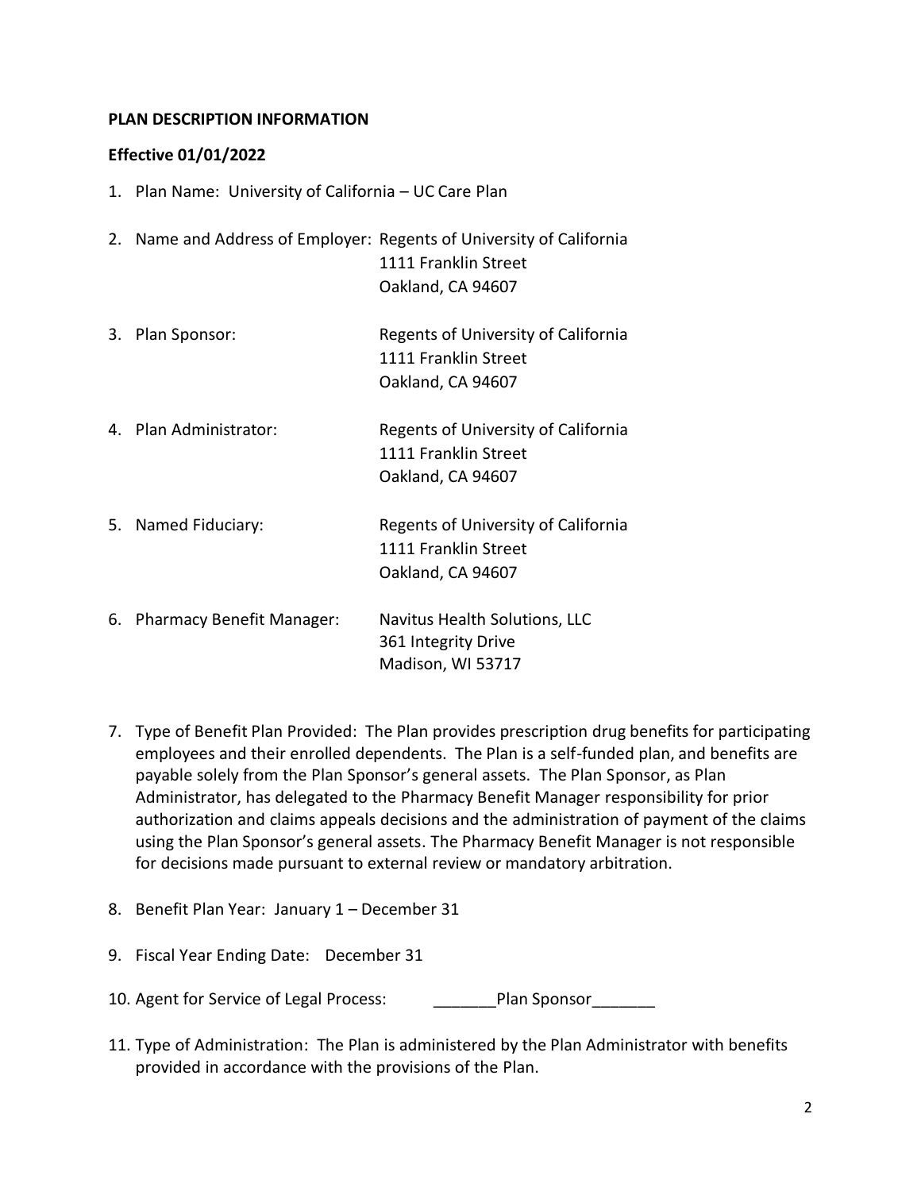**PLAN DESCRIPTION INFORMATION**

**Effective 01/01/2022**

1. Plan Name: University of California – UC Care Plan

2. Name and Address of Employer: Regents of University of California
   1111 Franklin Street
   Oakland, CA 94607

3. Plan Sponsor: Regents of University of California
   1111 Franklin Street
   Oakland, CA 94607

4. Plan Administrator: Regents of University of California
   1111 Franklin Street
   Oakland, CA 94607

5. Named Fiduciary: Regents of University of California
   1111 Franklin Street
   Oakland, CA 94607

6. Pharmacy Benefit Manager: Navitus Health Solutions, LLC
   361 Integrity Drive
   Madison, WI 53717

7. Type of Benefit Plan Provided: The Plan provides prescription drug benefits for participating employees and their enrolled dependents. The Plan is a self-funded plan, and benefits are payable solely from the Plan Sponsor's general assets. The Plan Sponsor, as Plan Administrator, has delegated to the Pharmacy Benefit Manager responsibility for prior authorization and claims appeals decisions and the administration of payment of the claims using the Plan Sponsor's general assets. The Pharmacy Benefit Manager is not responsible for decisions made pursuant to external review or mandatory arbitration.

8. Benefit Plan Year: January 1 – December 31

9. Fiscal Year Ending Date: December 31

10. Agent for Service of Legal Process: _______Plan Sponsor_______

11. Type of Administration: The Plan is administered by the Plan Administrator with benefits provided in accordance with the provisions of the Plan.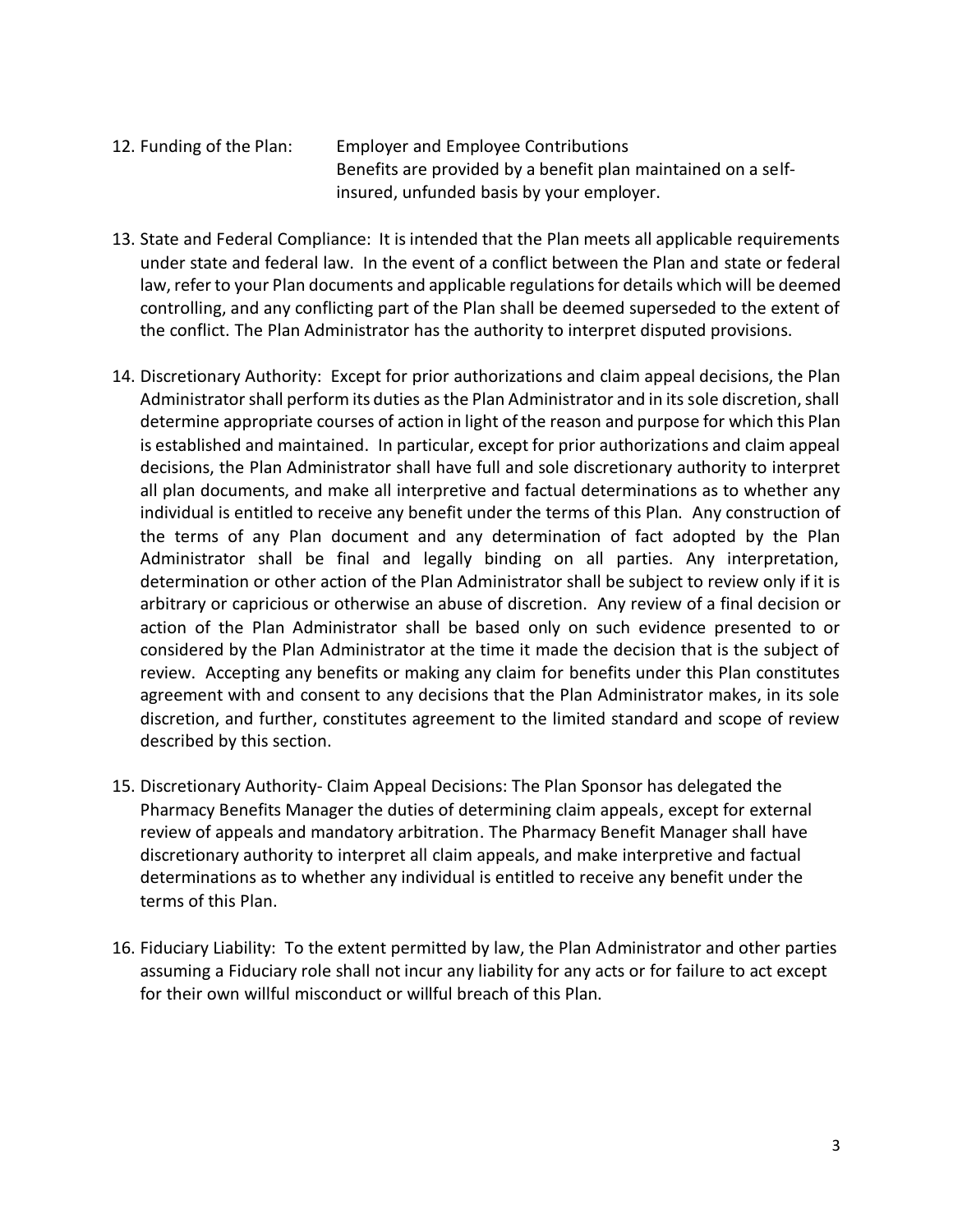12. Funding of the Plan: Employer and Employee Contributions
    Benefits are provided by a benefit plan maintained on a self-insured, unfunded basis by your employer.

13. State and Federal Compliance: It is intended that the Plan meets all applicable requirements under state and federal law. In the event of a conflict between the Plan and state or federal law, refer to your Plan documents and applicable regulations for details which will be deemed controlling, and any conflicting part of the Plan shall be deemed superseded to the extent of the conflict. The Plan Administrator has the authority to interpret disputed provisions.

14. Discretionary Authority: Except for prior authorizations and claim appeal decisions, the Plan Administrator shall perform its duties as the Plan Administrator and in its sole discretion, shall determine appropriate courses of action in light of the reason and purpose for which this Plan is established and maintained. In particular, except for prior authorizations and claim appeal decisions, the Plan Administrator shall have full and sole discretionary authority to interpret all plan documents, and make all interpretive and factual determinations as to whether any individual is entitled to receive any benefit under the terms of this Plan. Any construction of the terms of any Plan document and any determination of fact adopted by the Plan Administrator shall be final and legally binding on all parties. Any interpretation, determination or other action of the Plan Administrator shall be subject to review only if it is arbitrary or capricious or otherwise an abuse of discretion. Any review of a final decision or action of the Plan Administrator shall be based only on such evidence presented to or considered by the Plan Administrator at the time it made the decision that is the subject of review. Accepting any benefits or making any claim for benefits under this Plan constitutes agreement with and consent to any decisions that the Plan Administrator makes, in its sole discretion, and further, constitutes agreement to the limited standard and scope of review described by this section.

15. Discretionary Authority- Claim Appeal Decisions: The Plan Sponsor has delegated the Pharmacy Benefits Manager the duties of determining claim appeals, except for external review of appeals and mandatory arbitration. The Pharmacy Benefit Manager shall have discretionary authority to interpret all claim appeals, and make interpretive and factual determinations as to whether any individual is entitled to receive any benefit under the terms of this Plan.

16. Fiduciary Liability: To the extent permitted by law, the Plan Administrator and other parties assuming a Fiduciary role shall not incur any liability for any acts or for failure to act except for their own willful misconduct or willful breach of this Plan.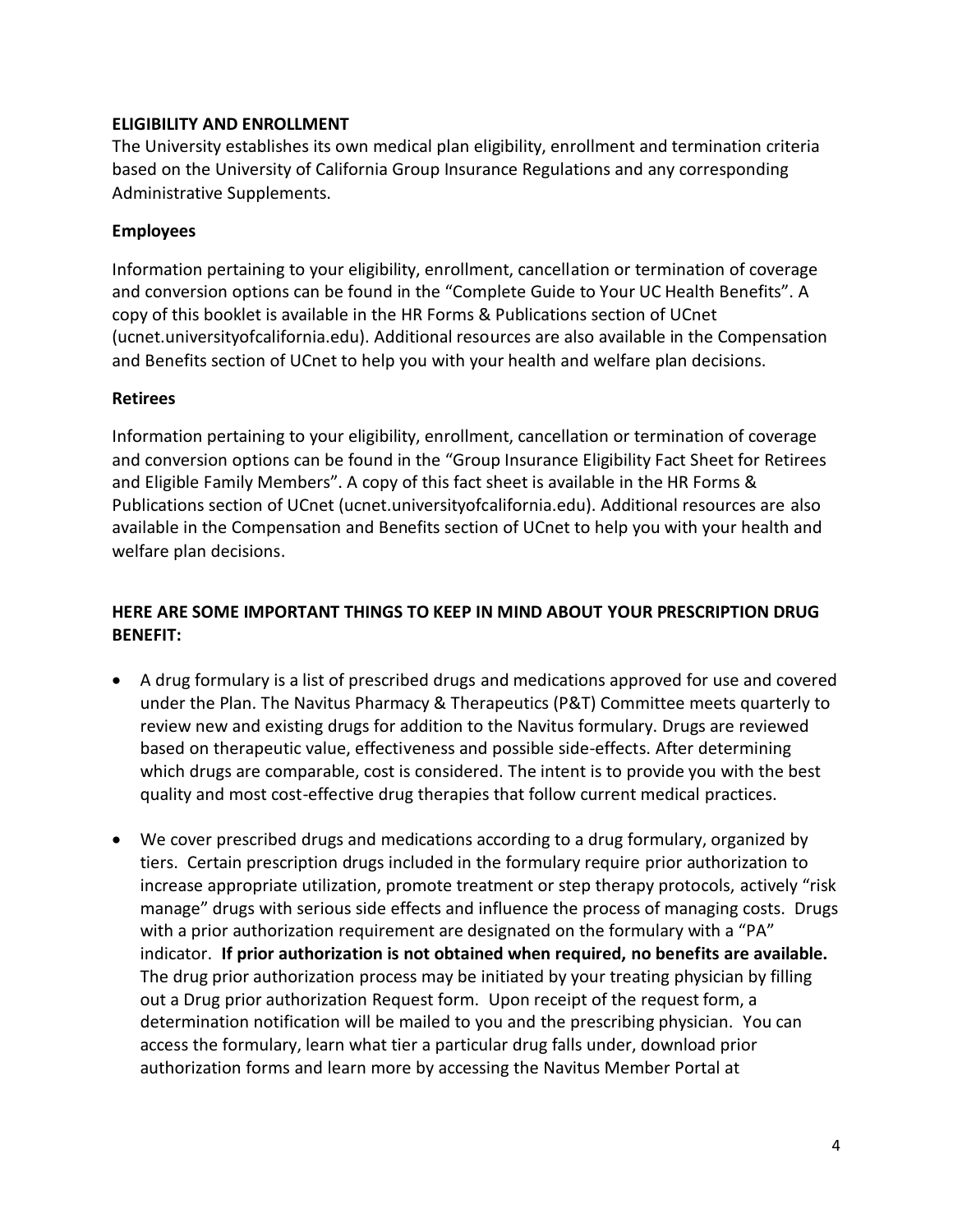## ELIGIBILITY AND ENROLLMENT

The University establishes its own medical plan eligibility, enrollment and termination criteria based on the University of California Group Insurance Regulations and any corresponding Administrative Supplements.

### Employees

Information pertaining to your eligibility, enrollment, cancellation or termination of coverage and conversion options can be found in the "Complete Guide to Your UC Health Benefits". A copy of this booklet is available in the HR Forms & Publications section of UCnet (ucnet.universityofcalifornia.edu). Additional resources are also available in the Compensation and Benefits section of UCnet to help you with your health and welfare plan decisions.

### Retirees

Information pertaining to your eligibility, enrollment, cancellation or termination of coverage and conversion options can be found in the "Group Insurance Eligibility Fact Sheet for Retirees and Eligible Family Members". A copy of this fact sheet is available in the HR Forms & Publications section of UCnet (ucnet.universityofcalifornia.edu). Additional resources are also available in the Compensation and Benefits section of UCnet to help you with your health and welfare plan decisions.

## HERE ARE SOME IMPORTANT THINGS TO KEEP IN MIND ABOUT YOUR PRESCRIPTION DRUG BENEFIT:

- A drug formulary is a list of prescribed drugs and medications approved for use and covered under the Plan. The Navitus Pharmacy & Therapeutics (P&T) Committee meets quarterly to review new and existing drugs for addition to the Navitus formulary. Drugs are reviewed based on therapeutic value, effectiveness and possible side-effects. After determining which drugs are comparable, cost is considered. The intent is to provide you with the best quality and most cost-effective drug therapies that follow current medical practices.
- We cover prescribed drugs and medications according to a drug formulary, organized by tiers. Certain prescription drugs included in the formulary require prior authorization to increase appropriate utilization, promote treatment or step therapy protocols, actively "risk manage" drugs with serious side effects and influence the process of managing costs. Drugs with a prior authorization requirement are designated on the formulary with a "PA" indicator. **If prior authorization is not obtained when required, no benefits are available.** The drug prior authorization process may be initiated by your treating physician by filling out a Drug prior authorization Request form. Upon receipt of the request form, a determination notification will be mailed to you and the prescribing physician. You can access the formulary, learn what tier a particular drug falls under, download prior authorization forms and learn more by accessing the Navitus Member Portal at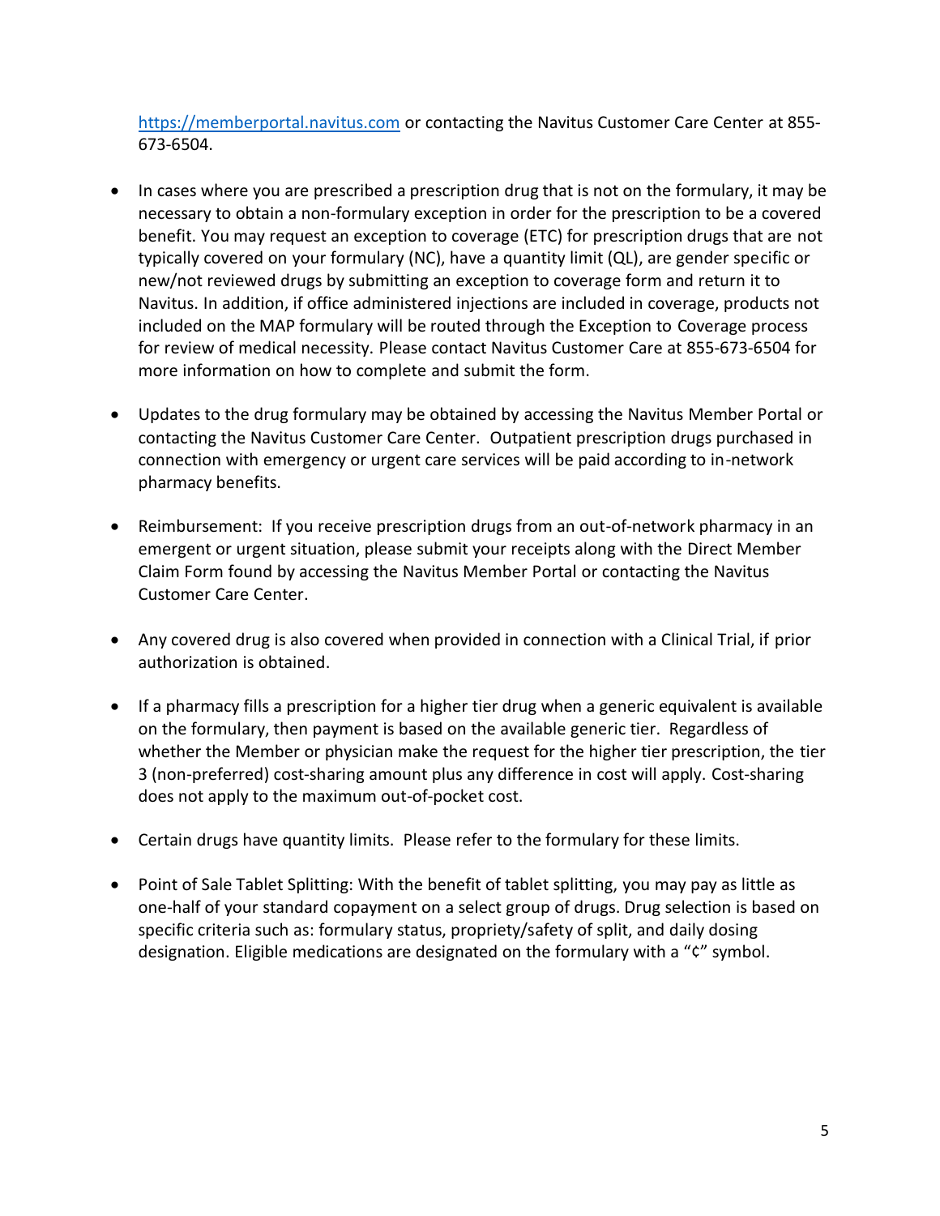https://memberportal.navitus.com or contacting the Navitus Customer Care Center at 855-673-6504.

- In cases where you are prescribed a prescription drug that is not on the formulary, it may be necessary to obtain a non-formulary exception in order for the prescription to be a covered benefit. You may request an exception to coverage (ETC) for prescription drugs that are not typically covered on your formulary (NC), have a quantity limit (QL), are gender specific or new/not reviewed drugs by submitting an exception to coverage form and return it to Navitus. In addition, if office administered injections are included in coverage, products not included on the MAP formulary will be routed through the Exception to Coverage process for review of medical necessity. Please contact Navitus Customer Care at 855-673-6504 for more information on how to complete and submit the form.

- Updates to the drug formulary may be obtained by accessing the Navitus Member Portal or contacting the Navitus Customer Care Center. Outpatient prescription drugs purchased in connection with emergency or urgent care services will be paid according to in-network pharmacy benefits.

- Reimbursement: If you receive prescription drugs from an out-of-network pharmacy in an emergent or urgent situation, please submit your receipts along with the Direct Member Claim Form found by accessing the Navitus Member Portal or contacting the Navitus Customer Care Center.

- Any covered drug is also covered when provided in connection with a Clinical Trial, if prior authorization is obtained.

- If a pharmacy fills a prescription for a higher tier drug when a generic equivalent is available on the formulary, then payment is based on the available generic tier. Regardless of whether the Member or physician make the request for the higher tier prescription, the tier 3 (non-preferred) cost-sharing amount plus any difference in cost will apply. Cost-sharing does not apply to the maximum out-of-pocket cost.

- Certain drugs have quantity limits. Please refer to the formulary for these limits.

- Point of Sale Tablet Splitting: With the benefit of tablet splitting, you may pay as little as one-half of your standard copayment on a select group of drugs. Drug selection is based on specific criteria such as: formulary status, propriety/safety of split, and daily dosing designation. Eligible medications are designated on the formulary with a "¢" symbol.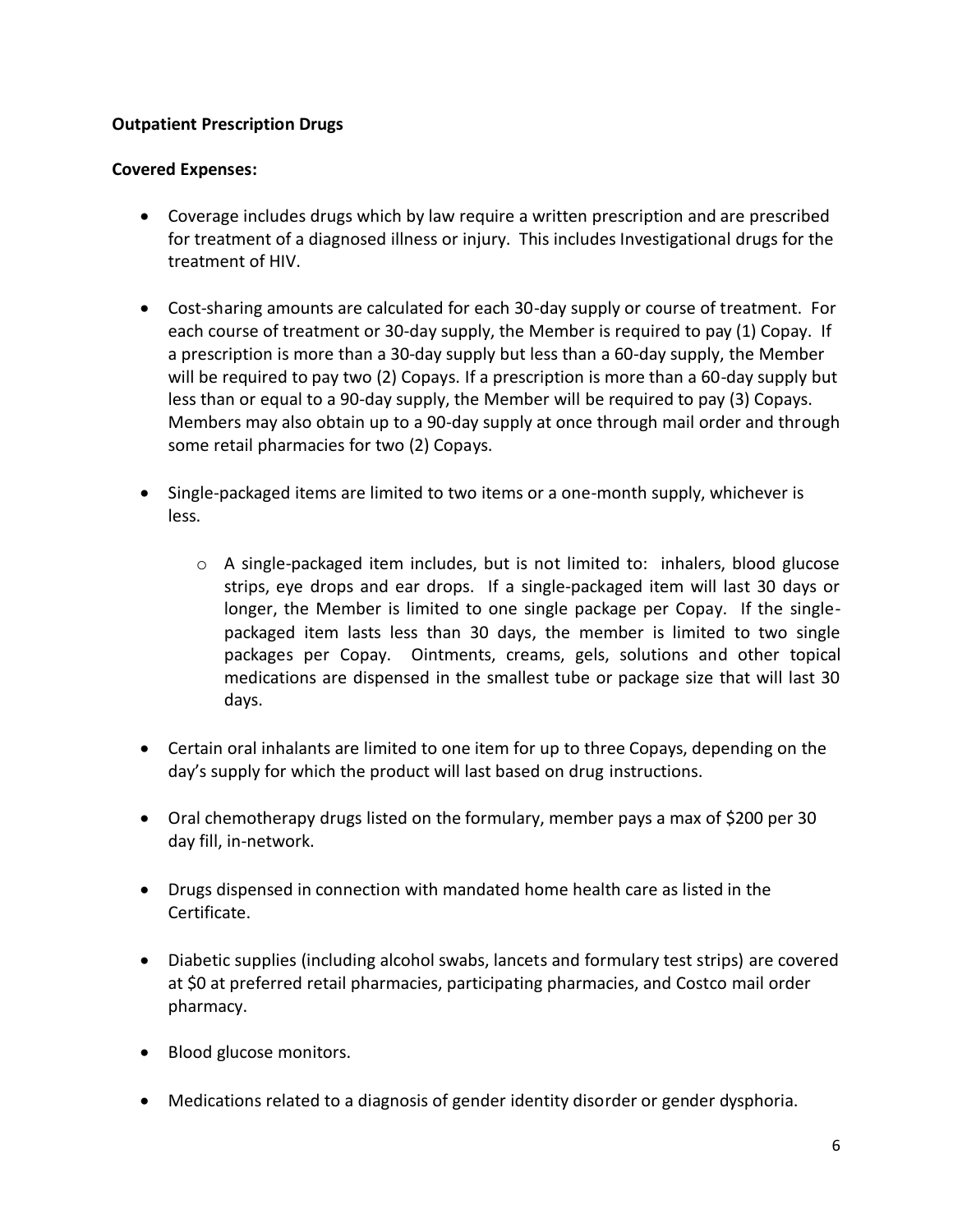**Outpatient Prescription Drugs**

**Covered Expenses:**

- Coverage includes drugs which by law require a written prescription and are prescribed for treatment of a diagnosed illness or injury. This includes Investigational drugs for the treatment of HIV.

- Cost-sharing amounts are calculated for each 30-day supply or course of treatment. For each course of treatment or 30-day supply, the Member is required to pay (1) Copay. If a prescription is more than a 30-day supply but less than a 60-day supply, the Member will be required to pay two (2) Copays. If a prescription is more than a 60-day supply but less than or equal to a 90-day supply, the Member will be required to pay (3) Copays. Members may also obtain up to a 90-day supply at once through mail order and through some retail pharmacies for two (2) Copays.

- Single-packaged items are limited to two items or a one-month supply, whichever is less.
  - A single-packaged item includes, but is not limited to: inhalers, blood glucose strips, eye drops and ear drops. If a single-packaged item will last 30 days or longer, the Member is limited to one single package per Copay. If the single-packaged item lasts less than 30 days, the member is limited to two single packages per Copay. Ointments, creams, gels, solutions and other topical medications are dispensed in the smallest tube or package size that will last 30 days.

- Certain oral inhalants are limited to one item for up to three Copays, depending on the day's supply for which the product will last based on drug instructions.

- Oral chemotherapy drugs listed on the formulary, member pays a max of $200 per 30 day fill, in-network.

- Drugs dispensed in connection with mandated home health care as listed in the Certificate.

- Diabetic supplies (including alcohol swabs, lancets and formulary test strips) are covered at $0 at preferred retail pharmacies, participating pharmacies, and Costco mail order pharmacy.

- Blood glucose monitors.

- Medications related to a diagnosis of gender identity disorder or gender dysphoria.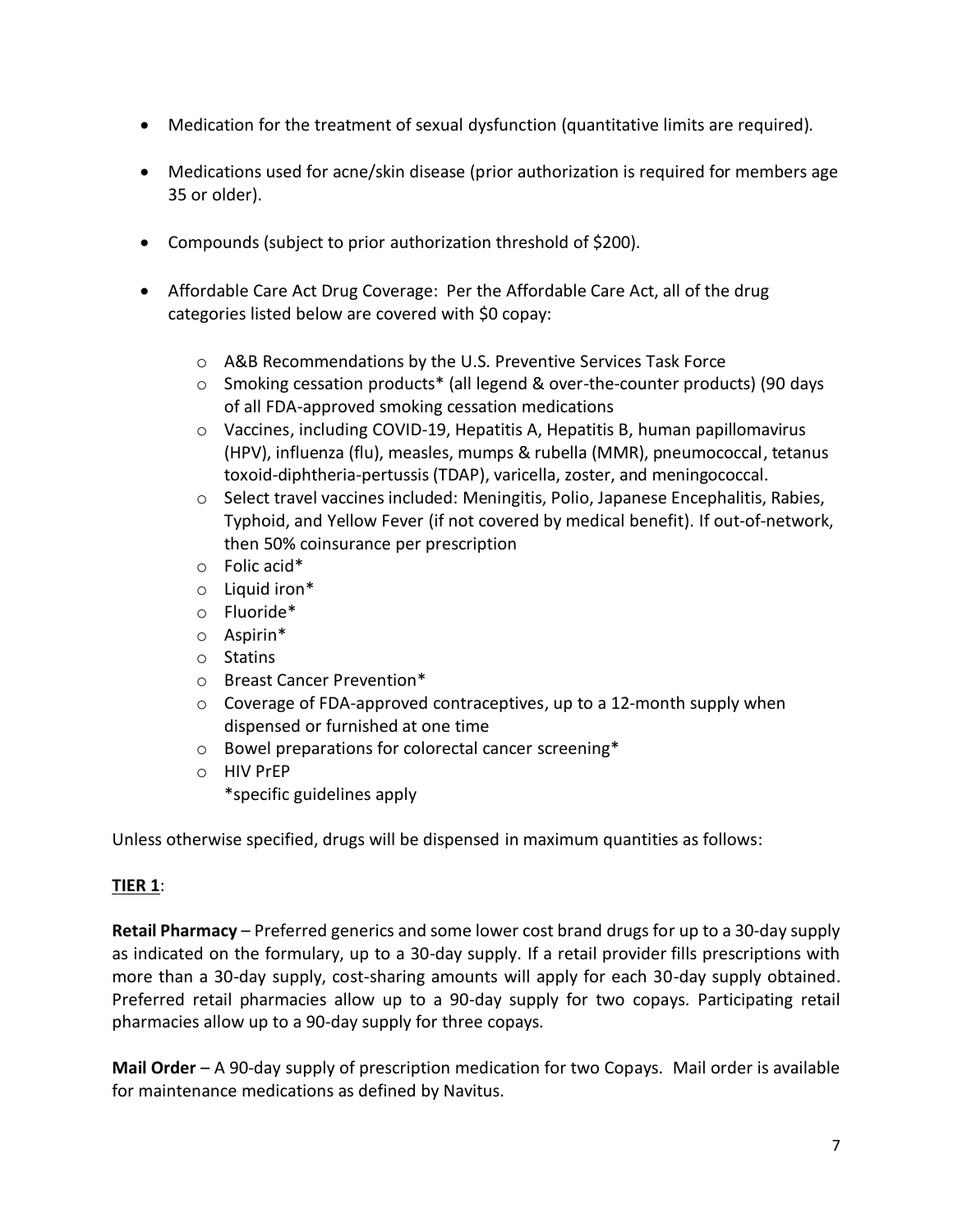- Medication for the treatment of sexual dysfunction (quantitative limits are required).
- Medications used for acne/skin disease (prior authorization is required for members age 35 or older).
- Compounds (subject to prior authorization threshold of $200).
- Affordable Care Act Drug Coverage: Per the Affordable Care Act, all of the drug categories listed below are covered with $0 copay:
  - A&B Recommendations by the U.S. Preventive Services Task Force
  - Smoking cessation products* (all legend & over-the-counter products) (90 days of all FDA-approved smoking cessation medications
  - Vaccines, including COVID-19, Hepatitis A, Hepatitis B, human papillomavirus (HPV), influenza (flu), measles, mumps & rubella (MMR), pneumococcal, tetanus toxoid-diphtheria-pertussis (TDAP), varicella, zoster, and meningococcal.
  - Select travel vaccines included: Meningitis, Polio, Japanese Encephalitis, Rabies, Typhoid, and Yellow Fever (if not covered by medical benefit). If out-of-network, then 50% coinsurance per prescription
  - Folic acid*
  - Liquid iron*
  - Fluoride*
  - Aspirin*
  - Statins
  - Breast Cancer Prevention*
  - Coverage of FDA-approved contraceptives, up to a 12-month supply when dispensed or furnished at one time
  - Bowel preparations for colorectal cancer screening*
  - HIV PrEP

    *specific guidelines apply

Unless otherwise specified, drugs will be dispensed in maximum quantities as follows:

**TIER 1**:

**Retail Pharmacy** – Preferred generics and some lower cost brand drugs for up to a 30-day supply as indicated on the formulary, up to a 30-day supply. If a retail provider fills prescriptions with more than a 30-day supply, cost-sharing amounts will apply for each 30-day supply obtained. Preferred retail pharmacies allow up to a 90-day supply for two copays. Participating retail pharmacies allow up to a 90-day supply for three copays.

**Mail Order** – A 90-day supply of prescription medication for two Copays. Mail order is available for maintenance medications as defined by Navitus.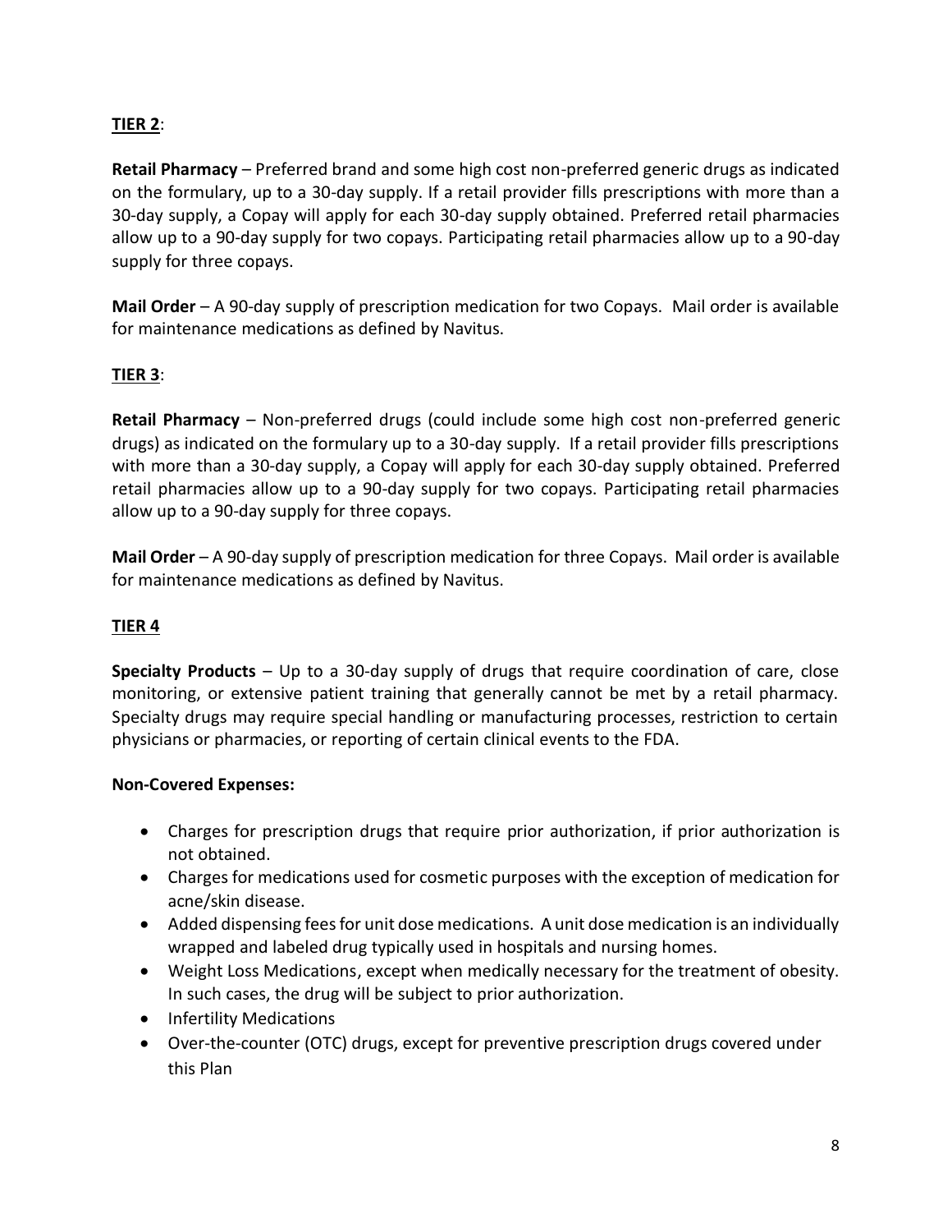**TIER 2**:

**Retail Pharmacy** – Preferred brand and some high cost non-preferred generic drugs as indicated on the formulary, up to a 30-day supply. If a retail provider fills prescriptions with more than a 30-day supply, a Copay will apply for each 30-day supply obtained. Preferred retail pharmacies allow up to a 90-day supply for two copays. Participating retail pharmacies allow up to a 90-day supply for three copays.

**Mail Order** – A 90-day supply of prescription medication for two Copays. Mail order is available for maintenance medications as defined by Navitus.

**TIER 3**:

**Retail Pharmacy** – Non-preferred drugs (could include some high cost non-preferred generic drugs) as indicated on the formulary up to a 30-day supply. If a retail provider fills prescriptions with more than a 30-day supply, a Copay will apply for each 30-day supply obtained. Preferred retail pharmacies allow up to a 90-day supply for two copays. Participating retail pharmacies allow up to a 90-day supply for three copays.

**Mail Order** – A 90-day supply of prescription medication for three Copays. Mail order is available for maintenance medications as defined by Navitus.

**TIER 4**

**Specialty Products** – Up to a 30-day supply of drugs that require coordination of care, close monitoring, or extensive patient training that generally cannot be met by a retail pharmacy. Specialty drugs may require special handling or manufacturing processes, restriction to certain physicians or pharmacies, or reporting of certain clinical events to the FDA.

**Non-Covered Expenses:**

- Charges for prescription drugs that require prior authorization, if prior authorization is not obtained.
- Charges for medications used for cosmetic purposes with the exception of medication for acne/skin disease.
- Added dispensing fees for unit dose medications. A unit dose medication is an individually wrapped and labeled drug typically used in hospitals and nursing homes.
- Weight Loss Medications, except when medically necessary for the treatment of obesity. In such cases, the drug will be subject to prior authorization.
- Infertility Medications
- Over-the-counter (OTC) drugs, except for preventive prescription drugs covered under this Plan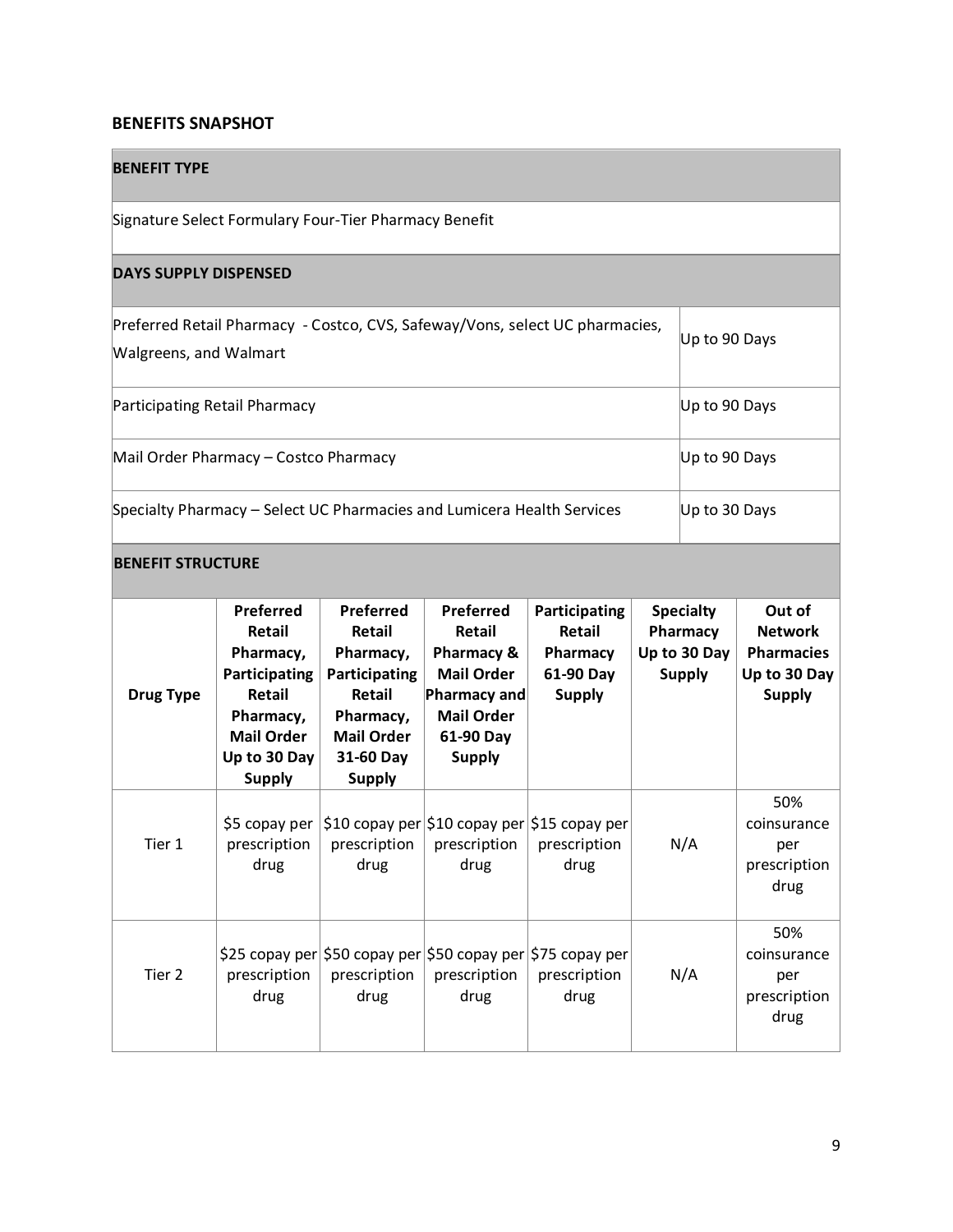## BENEFITS SNAPSHOT

| BENEFIT TYPE |
|---|
| Signature Select Formulary Four-Tier Pharmacy Benefit |

| DAYS SUPPLY DISPENSED | |
|---|---|
| Preferred Retail Pharmacy - Costco, CVS, Safeway/Vons, select UC pharmacies, Walgreens, and Walmart | Up to 90 Days |
| Participating Retail Pharmacy | Up to 90 Days |
| Mail Order Pharmacy – Costco Pharmacy | Up to 90 Days |
| Specialty Pharmacy – Select UC Pharmacies and Lumicera Health Services | Up to 30 Days |

**BENEFIT STRUCTURE**

| Drug Type | Preferred Retail Pharmacy, Participating Retail Pharmacy, Mail Order Up to 30 Day Supply | Preferred Retail Pharmacy, Participating Retail Pharmacy, Mail Order 31-60 Day Supply | Preferred Retail Pharmacy & Mail Order Pharmacy and Mail Order 61-90 Day Supply | Participating Retail Pharmacy 61-90 Day Supply | Specialty Pharmacy Up to 30 Day Supply | Out of Network Pharmacies Up to 30 Day Supply |
|---|---|---|---|---|---|---|
| Tier 1 | $5 copay per prescription drug | $10 copay per prescription drug | $10 copay per prescription drug | $15 copay per prescription drug | N/A | 50% coinsurance per prescription drug |
| Tier 2 | $25 copay per prescription drug | $50 copay per prescription drug | $50 copay per prescription drug | $75 copay per prescription drug | N/A | 50% coinsurance per prescription drug |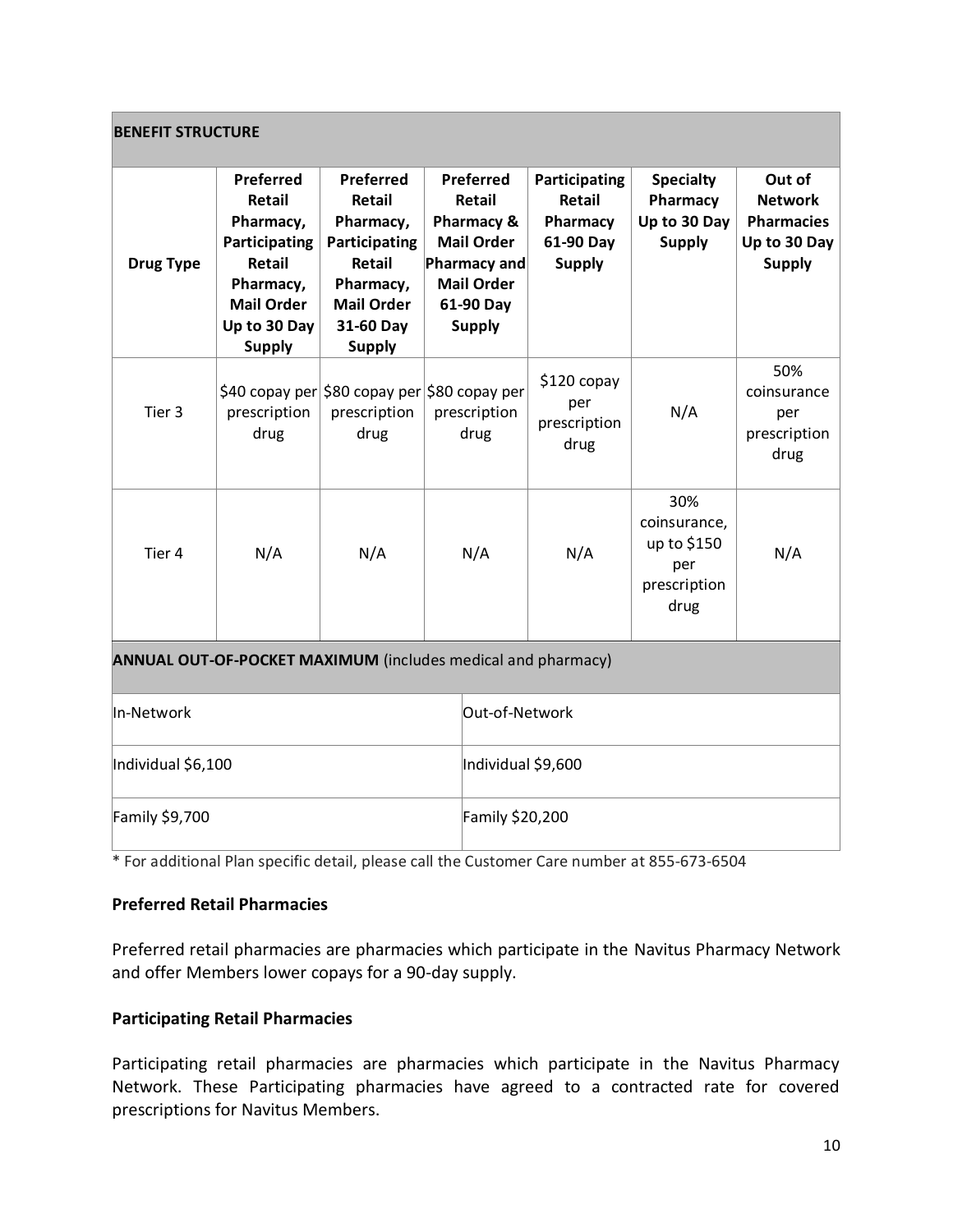| BENEFIT STRUCTURE | | | | | | |
|---|---|---|---|---|---|---|
| **Drug Type** | **Preferred Retail Pharmacy, Participating Retail Pharmacy, Mail Order Up to 30 Day Supply** | **Preferred Retail Pharmacy, Participating Retail Pharmacy, Mail Order 31-60 Day Supply** | **Preferred Retail Pharmacy & Mail Order Pharmacy and Mail Order 61-90 Day Supply** | **Participating Retail Pharmacy 61-90 Day Supply** | **Specialty Pharmacy Up to 30 Day Supply** | **Out of Network Pharmacies Up to 30 Day Supply** |
| Tier 3 | $40 copay per prescription drug | $80 copay per prescription drug | $80 copay per prescription drug | $120 copay per prescription drug | N/A | 50% coinsurance per prescription drug |
| Tier 4 | N/A | N/A | N/A | N/A | 30% coinsurance, up to $150 per prescription drug | N/A |

| **ANNUAL OUT-OF-POCKET MAXIMUM** (includes medical and pharmacy) | |
|---|---|
| In-Network | Out-of-Network |
| Individual $6,100 | Individual $9,600 |
| Family $9,700 | Family $20,200 |

* For additional Plan specific detail, please call the Customer Care number at 855-673-6504

**Preferred Retail Pharmacies**

Preferred retail pharmacies are pharmacies which participate in the Navitus Pharmacy Network and offer Members lower copays for a 90-day supply.

**Participating Retail Pharmacies**

Participating retail pharmacies are pharmacies which participate in the Navitus Pharmacy Network. These Participating pharmacies have agreed to a contracted rate for covered prescriptions for Navitus Members.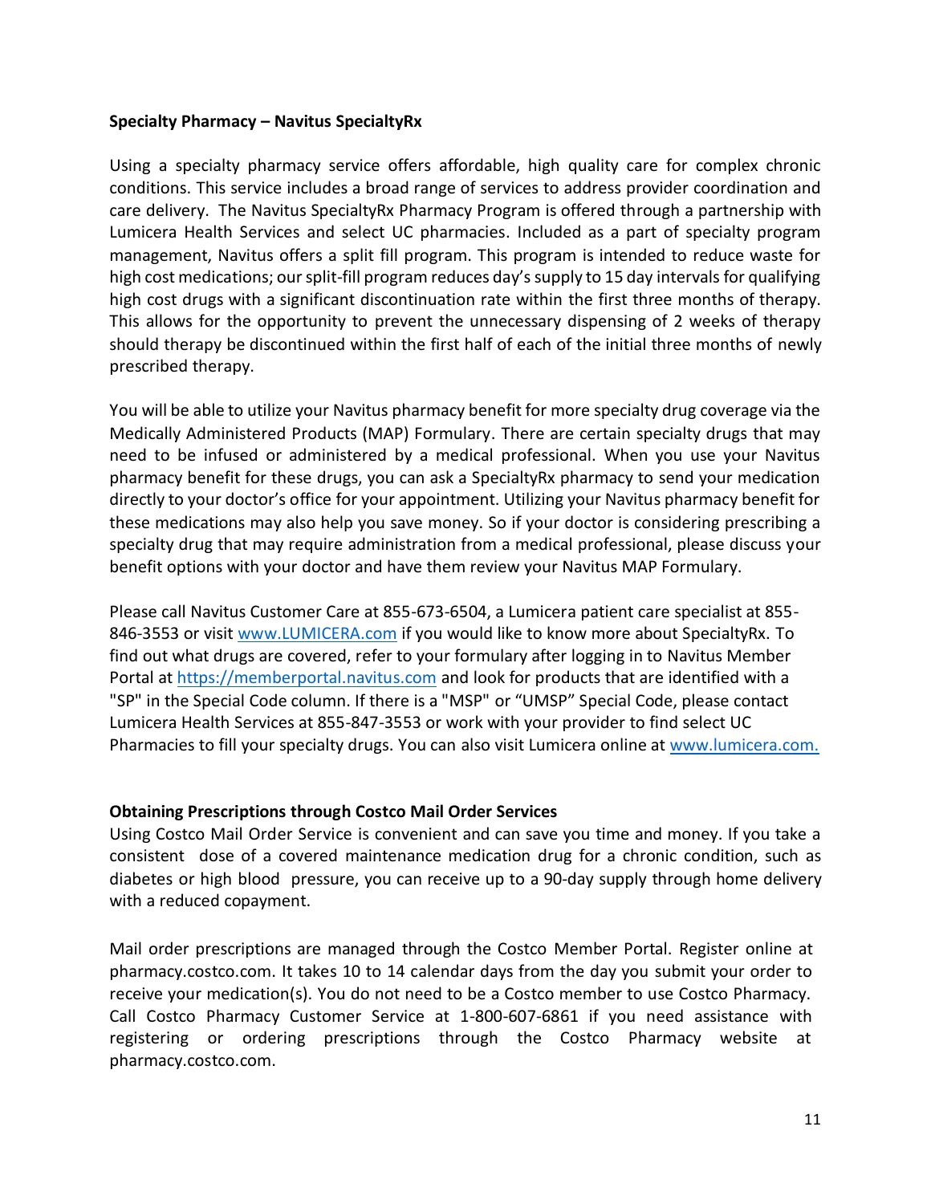**Specialty Pharmacy – Navitus SpecialtyRx**

Using a specialty pharmacy service offers affordable, high quality care for complex chronic conditions. This service includes a broad range of services to address provider coordination and care delivery. The Navitus SpecialtyRx Pharmacy Program is offered through a partnership with Lumicera Health Services and select UC pharmacies. Included as a part of specialty program management, Navitus offers a split fill program. This program is intended to reduce waste for high cost medications; our split-fill program reduces day's supply to 15 day intervals for qualifying high cost drugs with a significant discontinuation rate within the first three months of therapy. This allows for the opportunity to prevent the unnecessary dispensing of 2 weeks of therapy should therapy be discontinued within the first half of each of the initial three months of newly prescribed therapy.

You will be able to utilize your Navitus pharmacy benefit for more specialty drug coverage via the Medically Administered Products (MAP) Formulary. There are certain specialty drugs that may need to be infused or administered by a medical professional. When you use your Navitus pharmacy benefit for these drugs, you can ask a SpecialtyRx pharmacy to send your medication directly to your doctor's office for your appointment. Utilizing your Navitus pharmacy benefit for these medications may also help you save money. So if your doctor is considering prescribing a specialty drug that may require administration from a medical professional, please discuss your benefit options with your doctor and have them review your Navitus MAP Formulary.

Please call Navitus Customer Care at 855-673-6504, a Lumicera patient care specialist at 855-846-3553 or visit [www.LUMICERA.com](www.LUMICERA.com) if you would like to know more about SpecialtyRx. To find out what drugs are covered, refer to your formulary after logging in to Navitus Member Portal at [https://memberportal.navitus.com](https://memberportal.navitus.com) and look for products that are identified with a "SP" in the Special Code column. If there is a "MSP" or "UMSP" Special Code, please contact Lumicera Health Services at 855-847-3553 or work with your provider to find select UC Pharmacies to fill your specialty drugs. You can also visit Lumicera online at [www.lumicera.com.](www.lumicera.com)

**Obtaining Prescriptions through Costco Mail Order Services**

Using Costco Mail Order Service is convenient and can save you time and money. If you take a consistent dose of a covered maintenance medication drug for a chronic condition, such as diabetes or high blood pressure, you can receive up to a 90-day supply through home delivery with a reduced copayment.

Mail order prescriptions are managed through the Costco Member Portal. Register online at pharmacy.costco.com. It takes 10 to 14 calendar days from the day you submit your order to receive your medication(s). You do not need to be a Costco member to use Costco Pharmacy. Call Costco Pharmacy Customer Service at 1-800-607-6861 if you need assistance with registering or ordering prescriptions through the Costco Pharmacy website at pharmacy.costco.com.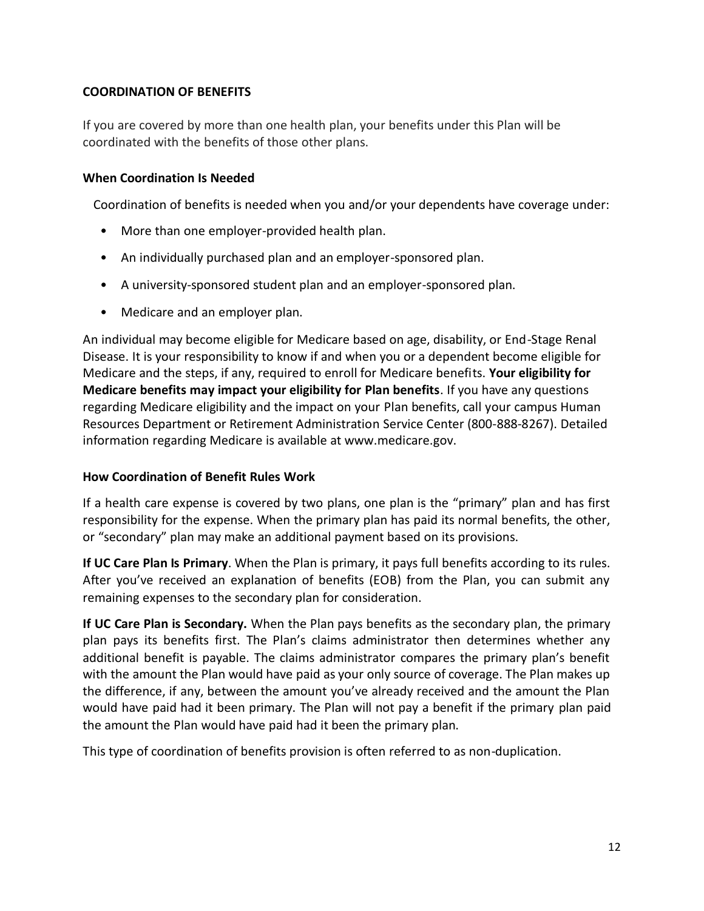## COORDINATION OF BENEFITS

If you are covered by more than one health plan, your benefits under this Plan will be coordinated with the benefits of those other plans.

### When Coordination Is Needed

Coordination of benefits is needed when you and/or your dependents have coverage under:

- More than one employer-provided health plan.
- An individually purchased plan and an employer-sponsored plan.
- A university-sponsored student plan and an employer-sponsored plan.
- Medicare and an employer plan.

An individual may become eligible for Medicare based on age, disability, or End-Stage Renal Disease. It is your responsibility to know if and when you or a dependent become eligible for Medicare and the steps, if any, required to enroll for Medicare benefits. **Your eligibility for Medicare benefits may impact your eligibility for Plan benefits**. If you have any questions regarding Medicare eligibility and the impact on your Plan benefits, call your campus Human Resources Department or Retirement Administration Service Center (800-888-8267). Detailed information regarding Medicare is available at www.medicare.gov.

### How Coordination of Benefit Rules Work

If a health care expense is covered by two plans, one plan is the "primary" plan and has first responsibility for the expense. When the primary plan has paid its normal benefits, the other, or "secondary" plan may make an additional payment based on its provisions.

**If UC Care Plan Is Primary**. When the Plan is primary, it pays full benefits according to its rules. After you've received an explanation of benefits (EOB) from the Plan, you can submit any remaining expenses to the secondary plan for consideration.

**If UC Care Plan is Secondary.** When the Plan pays benefits as the secondary plan, the primary plan pays its benefits first. The Plan's claims administrator then determines whether any additional benefit is payable. The claims administrator compares the primary plan's benefit with the amount the Plan would have paid as your only source of coverage. The Plan makes up the difference, if any, between the amount you've already received and the amount the Plan would have paid had it been primary. The Plan will not pay a benefit if the primary plan paid the amount the Plan would have paid had it been the primary plan.

This type of coordination of benefits provision is often referred to as non-duplication.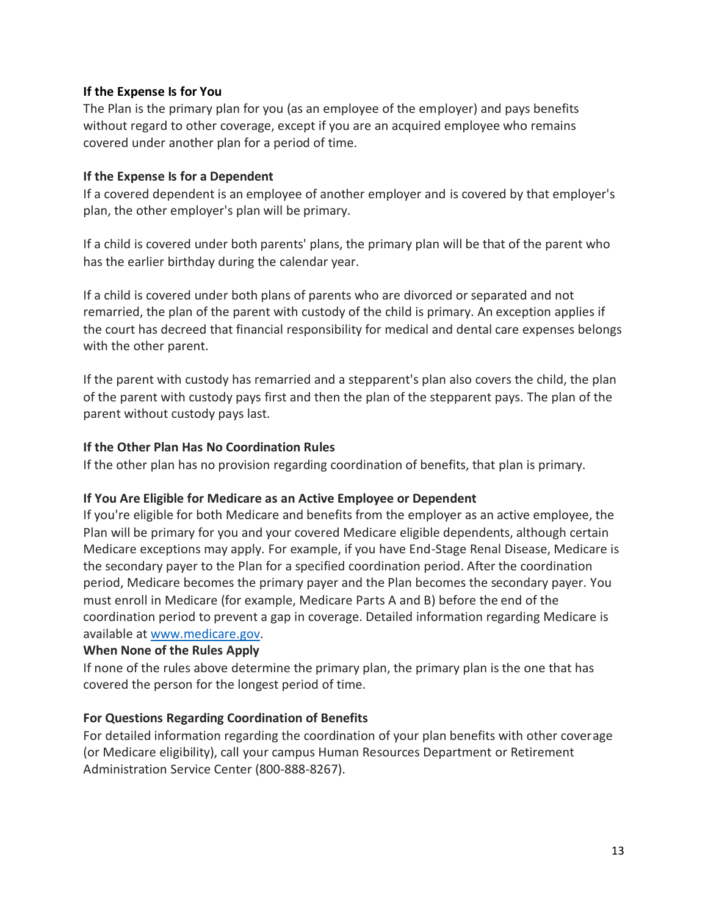**If the Expense Is for You**

The Plan is the primary plan for you (as an employee of the employer) and pays benefits without regard to other coverage, except if you are an acquired employee who remains covered under another plan for a period of time.

**If the Expense Is for a Dependent**

If a covered dependent is an employee of another employer and is covered by that employer's plan, the other employer's plan will be primary.

If a child is covered under both parents' plans, the primary plan will be that of the parent who has the earlier birthday during the calendar year.

If a child is covered under both plans of parents who are divorced or separated and not remarried, the plan of the parent with custody of the child is primary. An exception applies if the court has decreed that financial responsibility for medical and dental care expenses belongs with the other parent.

If the parent with custody has remarried and a stepparent's plan also covers the child, the plan of the parent with custody pays first and then the plan of the stepparent pays. The plan of the parent without custody pays last.

**If the Other Plan Has No Coordination Rules**

If the other plan has no provision regarding coordination of benefits, that plan is primary.

**If You Are Eligible for Medicare as an Active Employee or Dependent**

If you're eligible for both Medicare and benefits from the employer as an active employee, the Plan will be primary for you and your covered Medicare eligible dependents, although certain Medicare exceptions may apply. For example, if you have End-Stage Renal Disease, Medicare is the secondary payer to the Plan for a specified coordination period. After the coordination period, Medicare becomes the primary payer and the Plan becomes the secondary payer. You must enroll in Medicare (for example, Medicare Parts A and B) before the end of the coordination period to prevent a gap in coverage. Detailed information regarding Medicare is available at [www.medicare.gov](http://www.medicare.gov).

**When None of the Rules Apply**

If none of the rules above determine the primary plan, the primary plan is the one that has covered the person for the longest period of time.

**For Questions Regarding Coordination of Benefits**

For detailed information regarding the coordination of your plan benefits with other coverage (or Medicare eligibility), call your campus Human Resources Department or Retirement Administration Service Center (800-888-8267).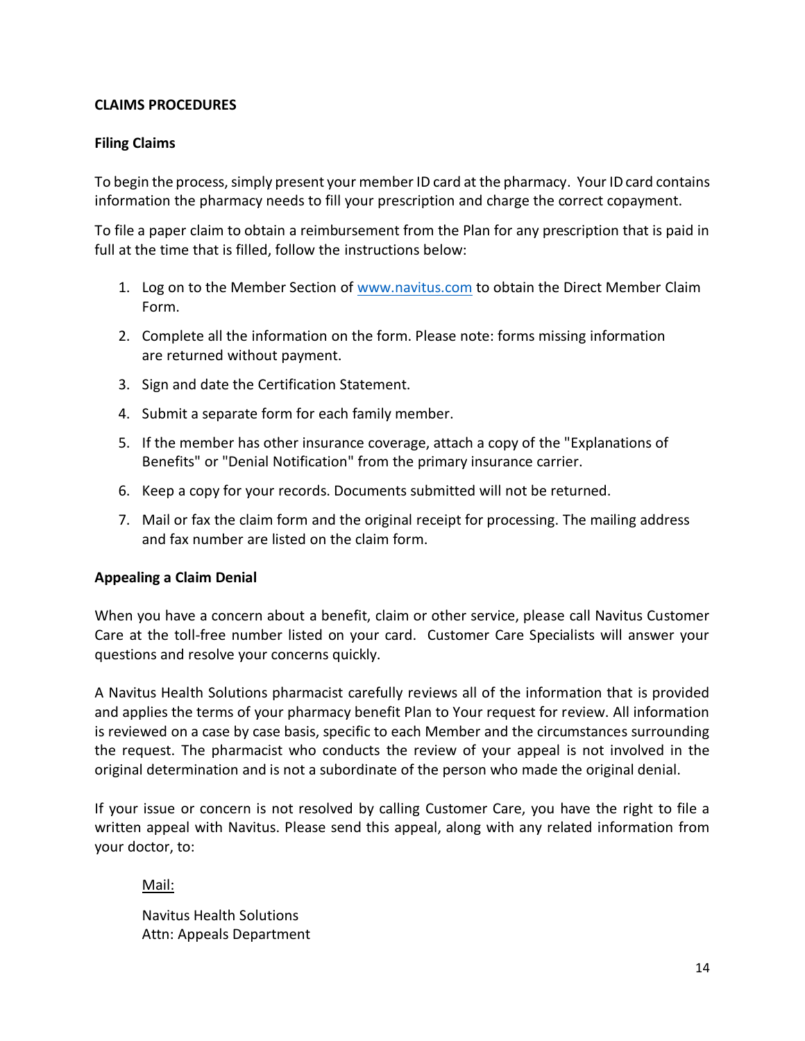## CLAIMS PROCEDURES

### Filing Claims

To begin the process, simply present your member ID card at the pharmacy. Your ID card contains information the pharmacy needs to fill your prescription and charge the correct copayment.

To file a paper claim to obtain a reimbursement from the Plan for any prescription that is paid in full at the time that is filled, follow the instructions below:

1. Log on to the Member Section of www.navitus.com to obtain the Direct Member Claim Form.
2. Complete all the information on the form. Please note: forms missing information are returned without payment.
3. Sign and date the Certification Statement.
4. Submit a separate form for each family member.
5. If the member has other insurance coverage, attach a copy of the "Explanations of Benefits" or "Denial Notification" from the primary insurance carrier.
6. Keep a copy for your records. Documents submitted will not be returned.
7. Mail or fax the claim form and the original receipt for processing. The mailing address and fax number are listed on the claim form.

### Appealing a Claim Denial

When you have a concern about a benefit, claim or other service, please call Navitus Customer Care at the toll-free number listed on your card. Customer Care Specialists will answer your questions and resolve your concerns quickly.

A Navitus Health Solutions pharmacist carefully reviews all of the information that is provided and applies the terms of your pharmacy benefit Plan to Your request for review. All information is reviewed on a case by case basis, specific to each Member and the circumstances surrounding the request. The pharmacist who conducts the review of your appeal is not involved in the original determination and is not a subordinate of the person who made the original denial.

If your issue or concern is not resolved by calling Customer Care, you have the right to file a written appeal with Navitus. Please send this appeal, along with any related information from your doctor, to:

<u>Mail:</u>

Navitus Health Solutions
Attn: Appeals Department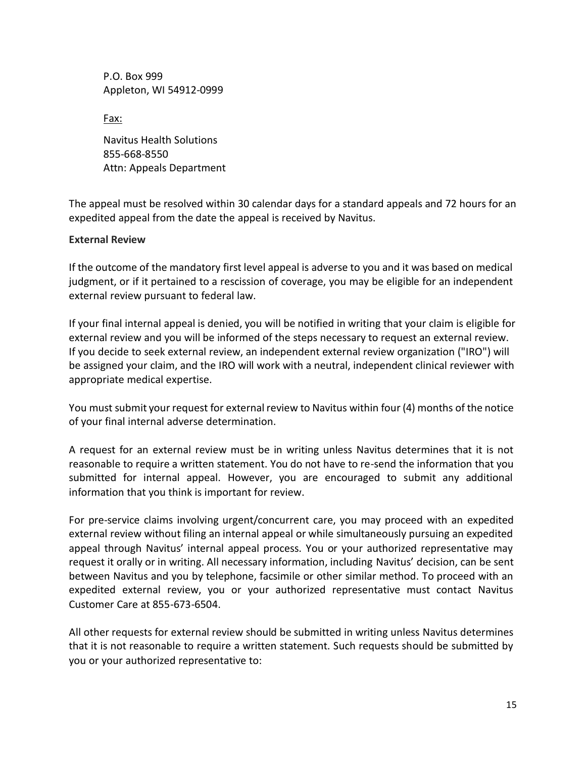P.O. Box 999
Appleton, WI 54912-0999

Fax:

Navitus Health Solutions
855-668-8550
Attn: Appeals Department

The appeal must be resolved within 30 calendar days for a standard appeals and 72 hours for an expedited appeal from the date the appeal is received by Navitus.

**External Review**

If the outcome of the mandatory first level appeal is adverse to you and it was based on medical judgment, or if it pertained to a rescission of coverage, you may be eligible for an independent external review pursuant to federal law.

If your final internal appeal is denied, you will be notified in writing that your claim is eligible for external review and you will be informed of the steps necessary to request an external review. If you decide to seek external review, an independent external review organization ("IRO") will be assigned your claim, and the IRO will work with a neutral, independent clinical reviewer with appropriate medical expertise.

You must submit your request for external review to Navitus within four (4) months of the notice of your final internal adverse determination.

A request for an external review must be in writing unless Navitus determines that it is not reasonable to require a written statement. You do not have to re-send the information that you submitted for internal appeal. However, you are encouraged to submit any additional information that you think is important for review.

For pre-service claims involving urgent/concurrent care, you may proceed with an expedited external review without filing an internal appeal or while simultaneously pursuing an expedited appeal through Navitus' internal appeal process. You or your authorized representative may request it orally or in writing. All necessary information, including Navitus' decision, can be sent between Navitus and you by telephone, facsimile or other similar method. To proceed with an expedited external review, you or your authorized representative must contact Navitus Customer Care at 855-673-6504.

All other requests for external review should be submitted in writing unless Navitus determines that it is not reasonable to require a written statement. Such requests should be submitted by you or your authorized representative to: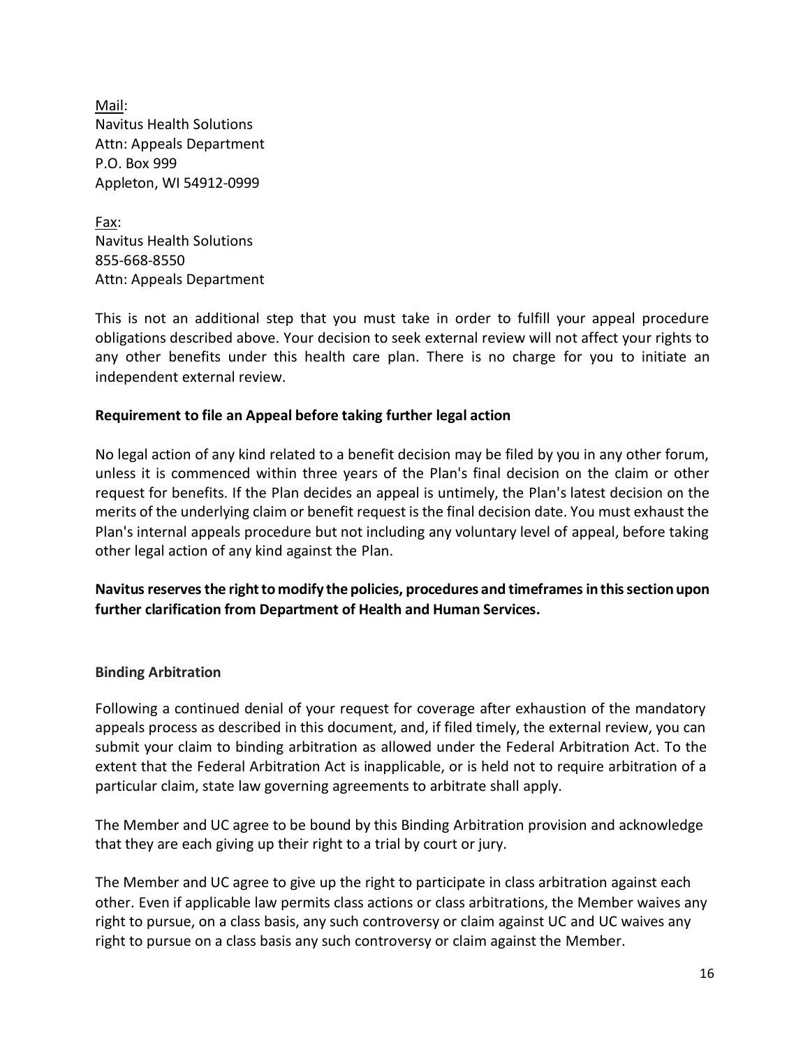Mail:
Navitus Health Solutions
Attn: Appeals Department
P.O. Box 999
Appleton, WI 54912-0999

Fax:
Navitus Health Solutions
855-668-8550
Attn: Appeals Department

This is not an additional step that you must take in order to fulfill your appeal procedure obligations described above. Your decision to seek external review will not affect your rights to any other benefits under this health care plan. There is no charge for you to initiate an independent external review.

**Requirement to file an Appeal before taking further legal action**

No legal action of any kind related to a benefit decision may be filed by you in any other forum, unless it is commenced within three years of the Plan's final decision on the claim or other request for benefits. If the Plan decides an appeal is untimely, the Plan's latest decision on the merits of the underlying claim or benefit request is the final decision date. You must exhaust the Plan's internal appeals procedure but not including any voluntary level of appeal, before taking other legal action of any kind against the Plan.

**Navitus reserves the right to modify the policies, procedures and timeframes in this section upon further clarification from Department of Health and Human Services.**

**Binding Arbitration**

Following a continued denial of your request for coverage after exhaustion of the mandatory appeals process as described in this document, and, if filed timely, the external review, you can submit your claim to binding arbitration as allowed under the Federal Arbitration Act. To the extent that the Federal Arbitration Act is inapplicable, or is held not to require arbitration of a particular claim, state law governing agreements to arbitrate shall apply.

The Member and UC agree to be bound by this Binding Arbitration provision and acknowledge that they are each giving up their right to a trial by court or jury.

The Member and UC agree to give up the right to participate in class arbitration against each other. Even if applicable law permits class actions or class arbitrations, the Member waives any right to pursue, on a class basis, any such controversy or claim against UC and UC waives any right to pursue on a class basis any such controversy or claim against the Member.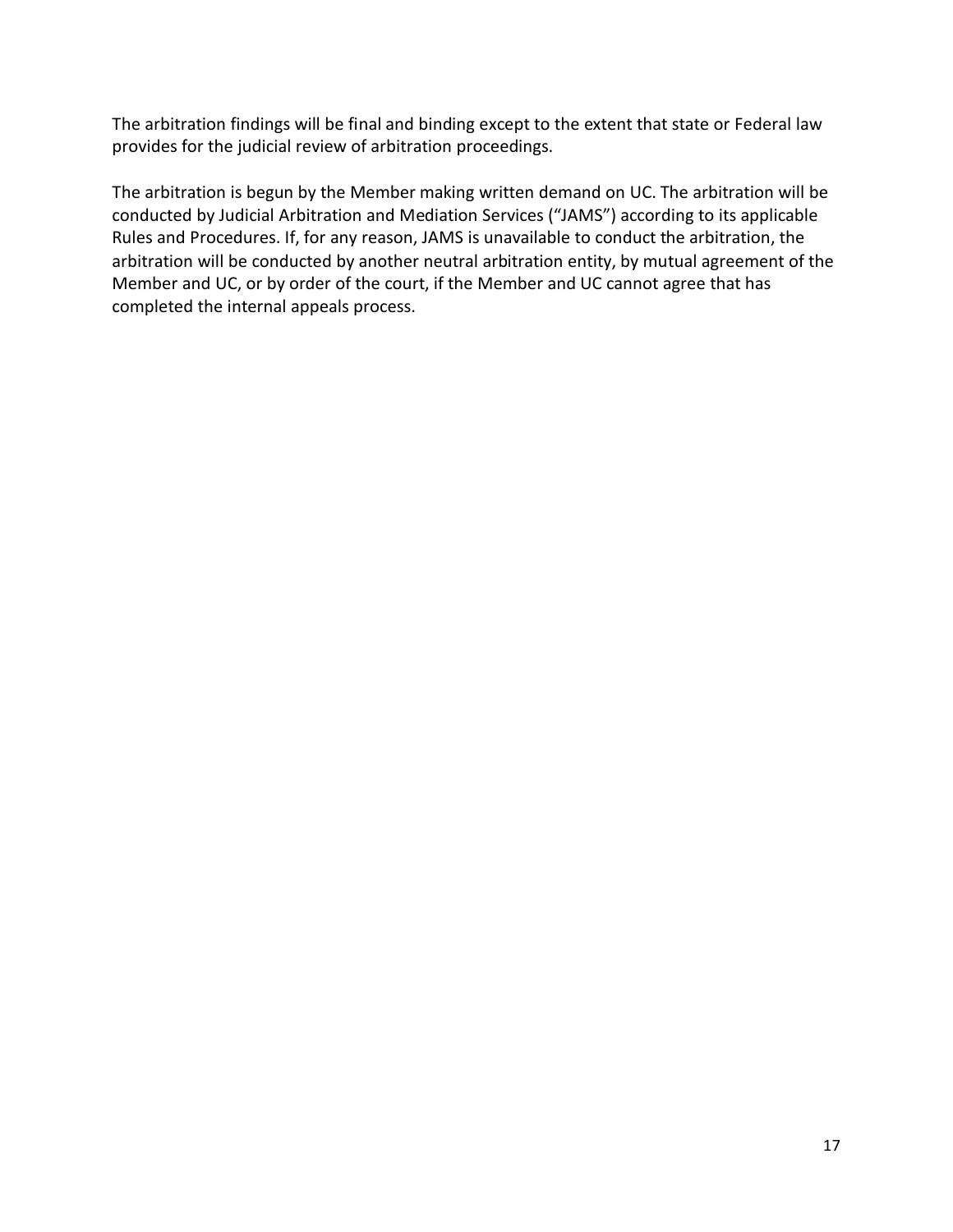The arbitration findings will be final and binding except to the extent that state or Federal law provides for the judicial review of arbitration proceedings.

The arbitration is begun by the Member making written demand on UC. The arbitration will be conducted by Judicial Arbitration and Mediation Services ("JAMS") according to its applicable Rules and Procedures. If, for any reason, JAMS is unavailable to conduct the arbitration, the arbitration will be conducted by another neutral arbitration entity, by mutual agreement of the Member and UC, or by order of the court, if the Member and UC cannot agree that has completed the internal appeals process.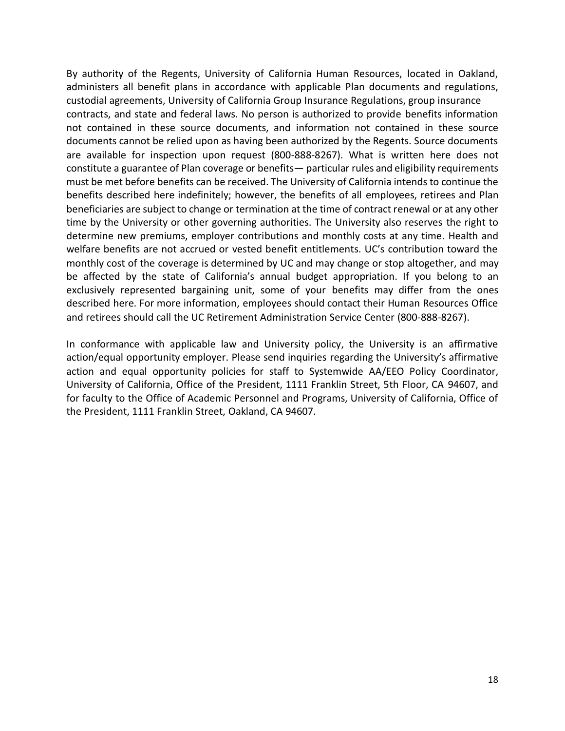By authority of the Regents, University of California Human Resources, located in Oakland, administers all benefit plans in accordance with applicable Plan documents and regulations, custodial agreements, University of California Group Insurance Regulations, group insurance contracts, and state and federal laws. No person is authorized to provide benefits information not contained in these source documents, and information not contained in these source documents cannot be relied upon as having been authorized by the Regents. Source documents are available for inspection upon request (800-888-8267). What is written here does not constitute a guarantee of Plan coverage or benefits— particular rules and eligibility requirements must be met before benefits can be received. The University of California intends to continue the benefits described here indefinitely; however, the benefits of all employees, retirees and Plan beneficiaries are subject to change or termination at the time of contract renewal or at any other time by the University or other governing authorities. The University also reserves the right to determine new premiums, employer contributions and monthly costs at any time. Health and welfare benefits are not accrued or vested benefit entitlements. UC's contribution toward the monthly cost of the coverage is determined by UC and may change or stop altogether, and may be affected by the state of California's annual budget appropriation. If you belong to an exclusively represented bargaining unit, some of your benefits may differ from the ones described here. For more information, employees should contact their Human Resources Office and retirees should call the UC Retirement Administration Service Center (800-888-8267).

In conformance with applicable law and University policy, the University is an affirmative action/equal opportunity employer. Please send inquiries regarding the University's affirmative action and equal opportunity policies for staff to Systemwide AA/EEO Policy Coordinator, University of California, Office of the President, 1111 Franklin Street, 5th Floor, CA 94607, and for faculty to the Office of Academic Personnel and Programs, University of California, Office of the President, 1111 Franklin Street, Oakland, CA 94607.